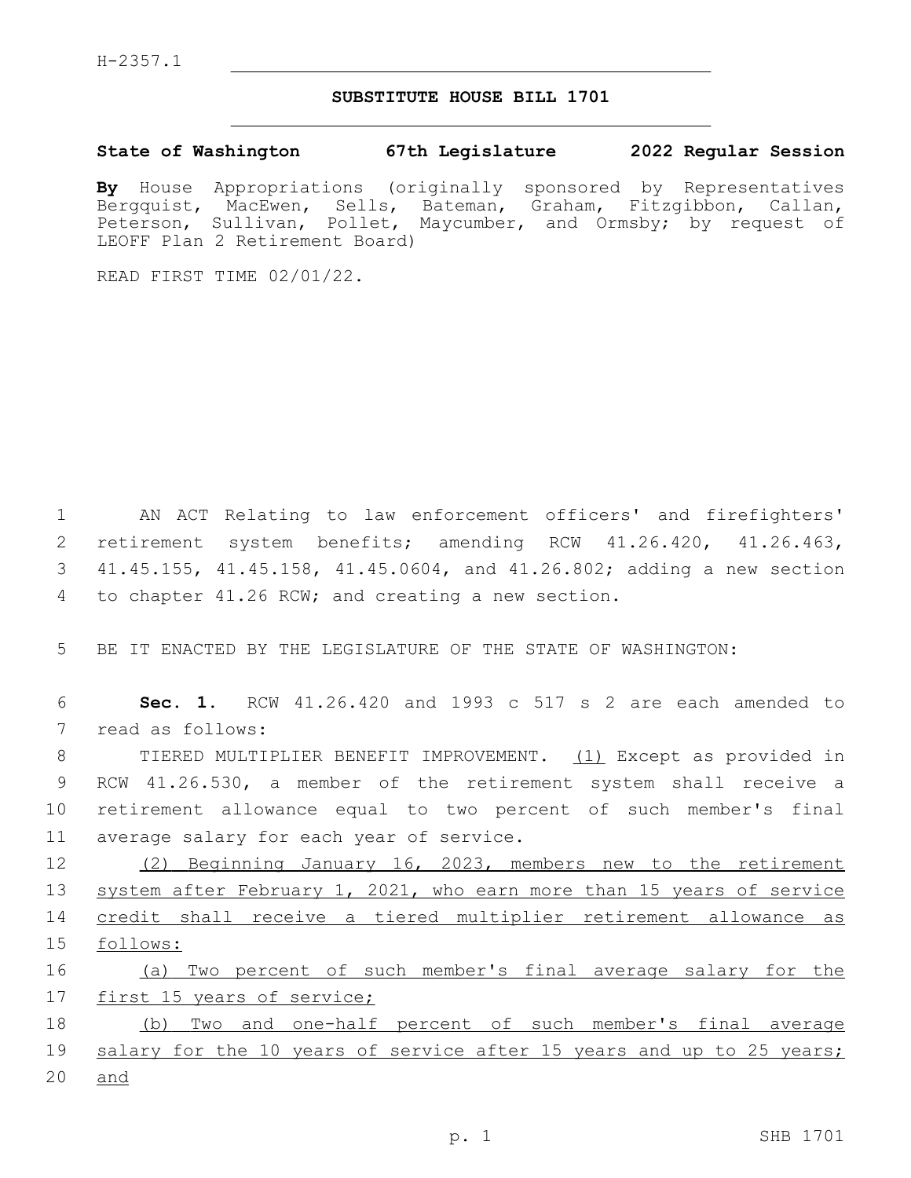H-2357.1

# SUBSTITUTE HOUSE BILL 1701

**State of Washington 67th Legislature 2022 Regular Session**

**By** House Appropriations (originally sponsored by Representatives Bergquist, MacEwen, Sells, Bateman, Graham, Fitzgibbon, Callan, Peterson, Sullivan, Pollet, Maycumber, and Ormsby; by request of LEOFF Plan 2 Retirement Board)

READ FIRST TIME 02/01/22.

AN ACT Relating to law enforcement officers' and firefighters' retirement system benefits; amending RCW 41.26.420, 41.26.463, 41.45.155, 41.45.158, 41.45.0604, and 41.26.802; adding a new section to chapter 41.26 RCW; and creating a new section.

BE IT ENACTED BY THE LEGISLATURE OF THE STATE OF WASHINGTON:

**Sec. 1.** RCW 41.26.420 and 1993 c 517 s 2 are each amended to read as follows:

TIERED MULTIPLIER BENEFIT IMPROVEMENT. (1) Except as provided in RCW 41.26.530, a member of the retirement system shall receive a retirement allowance equal to two percent of such member's final average salary for each year of service.

(2) Beginning January 16, 2023, members new to the retirement system after February 1, 2021, who earn more than 15 years of service credit shall receive a tiered multiplier retirement allowance as follows:

(a) Two percent of such member's final average salary for the first 15 years of service;

(b) Two and one-half percent of such member's final average salary for the 10 years of service after 15 years and up to 25 years; and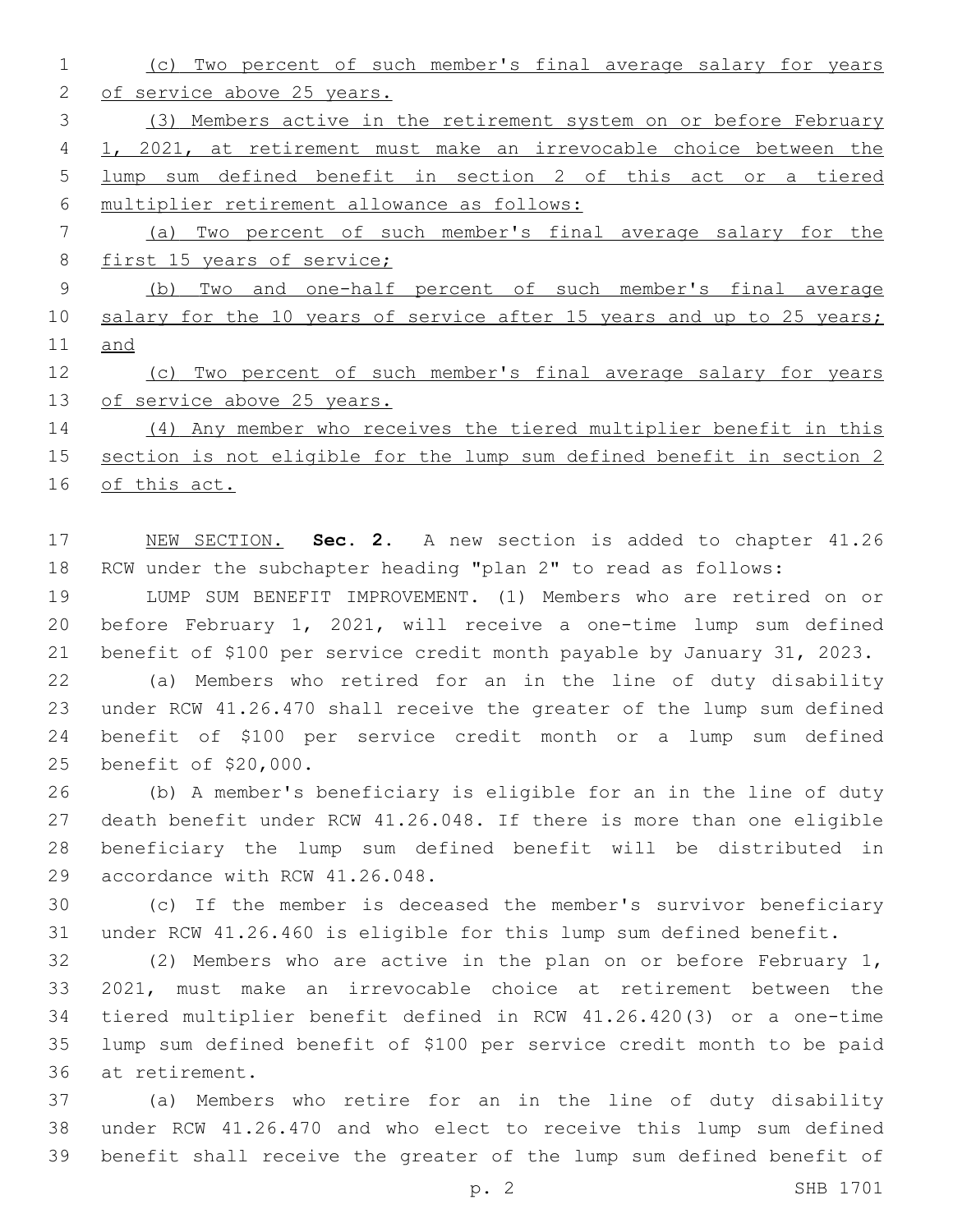(c) Two percent of such member's final average salary for years of service above 25 years.

(3) Members active in the retirement system on or before February 1, 2021, at retirement must make an irrevocable choice between the lump sum defined benefit in section 2 of this act or a tiered multiplier retirement allowance as follows:

(a) Two percent of such member's final average salary for the first 15 years of service;

(b) Two and one-half percent of such member's final average salary for the 10 years of service after 15 years and up to 25 years; and

(c) Two percent of such member's final average salary for years of service above 25 years.

(4) Any member who receives the tiered multiplier benefit in this section is not eligible for the lump sum defined benefit in section 2 of this act.

NEW SECTION. **Sec. 2.** A new section is added to chapter 41.26 RCW under the subchapter heading "plan 2" to read as follows:

LUMP SUM BENEFIT IMPROVEMENT. (1) Members who are retired on or before February 1, 2021, will receive a one-time lump sum defined benefit of $100 per service credit month payable by January 31, 2023.

(a) Members who retired for an in the line of duty disability under RCW 41.26.470 shall receive the greater of the lump sum defined benefit of $100 per service credit month or a lump sum defined benefit of $20,000.

(b) A member's beneficiary is eligible for an in the line of duty death benefit under RCW 41.26.048. If there is more than one eligible beneficiary the lump sum defined benefit will be distributed in accordance with RCW 41.26.048.

(c) If the member is deceased the member's survivor beneficiary under RCW 41.26.460 is eligible for this lump sum defined benefit.

(2) Members who are active in the plan on or before February 1, 2021, must make an irrevocable choice at retirement between the tiered multiplier benefit defined in RCW 41.26.420(3) or a one-time lump sum defined benefit of $100 per service credit month to be paid at retirement.

(a) Members who retire for an in the line of duty disability under RCW 41.26.470 and who elect to receive this lump sum defined benefit shall receive the greater of the lump sum defined benefit of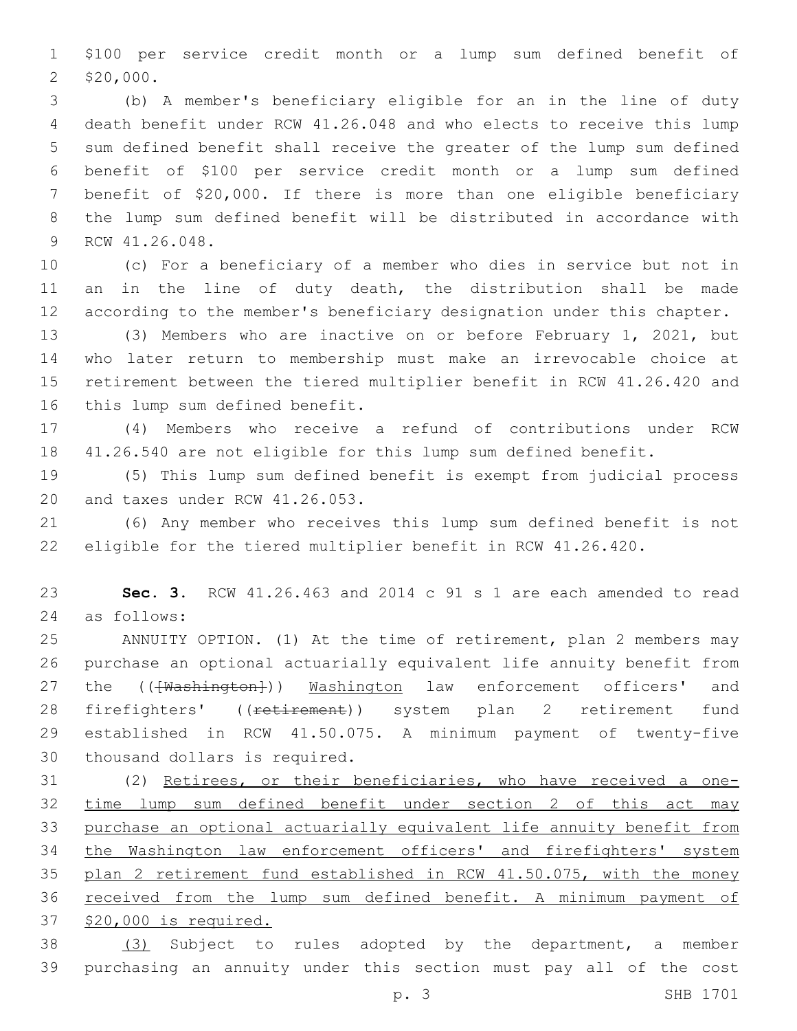$100 per service credit month or a lump sum defined benefit of $20,000.

(b) A member's beneficiary eligible for an in the line of duty death benefit under RCW 41.26.048 and who elects to receive this lump sum defined benefit shall receive the greater of the lump sum defined benefit of $100 per service credit month or a lump sum defined benefit of $20,000. If there is more than one eligible beneficiary the lump sum defined benefit will be distributed in accordance with RCW 41.26.048.

(c) For a beneficiary of a member who dies in service but not in an in the line of duty death, the distribution shall be made according to the member's beneficiary designation under this chapter.

(3) Members who are inactive on or before February 1, 2021, but who later return to membership must make an irrevocable choice at retirement between the tiered multiplier benefit in RCW 41.26.420 and this lump sum defined benefit.

(4) Members who receive a refund of contributions under RCW 41.26.540 are not eligible for this lump sum defined benefit.

(5) This lump sum defined benefit is exempt from judicial process and taxes under RCW 41.26.053.

(6) Any member who receives this lump sum defined benefit is not eligible for the tiered multiplier benefit in RCW 41.26.420.

**Sec. 3.** RCW 41.26.463 and 2014 c 91 s 1 are each amended to read as follows:

ANNUITY OPTION. (1) At the time of retirement, plan 2 members may purchase an optional actuarially equivalent life annuity benefit from the ((~~[Washington]~~)) <u>Washington</u> law enforcement officers' and firefighters' ((~~retirement~~)) system plan 2 retirement fund established in RCW 41.50.075. A minimum payment of twenty-five thousand dollars is required.

(2) <u>Retirees, or their beneficiaries, who have received a one-time lump sum defined benefit under section 2 of this act may purchase an optional actuarially equivalent life annuity benefit from the Washington law enforcement officers' and firefighters' system plan 2 retirement fund established in RCW 41.50.075, with the money received from the lump sum defined benefit. A minimum payment of $20,000 is required.</u>

<u>(3)</u> Subject to rules adopted by the department, a member purchasing an annuity under this section must pay all of the cost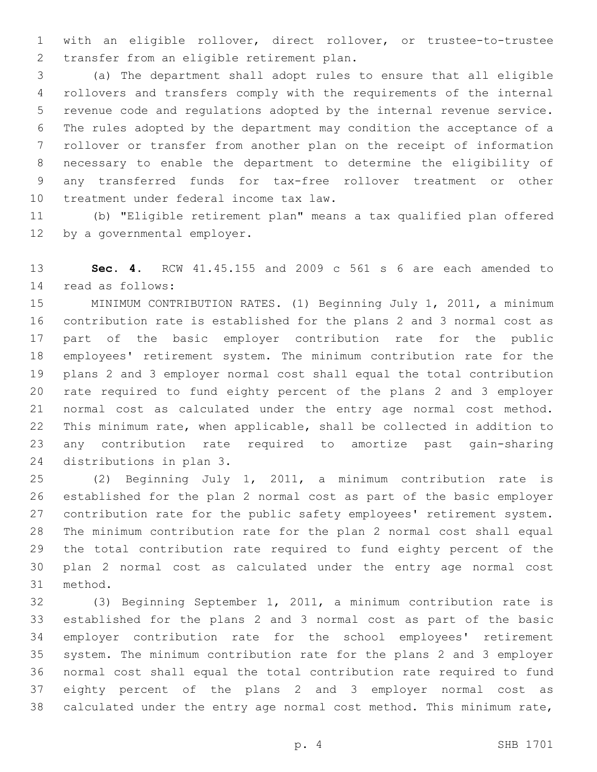with an eligible rollover, direct rollover, or trustee-to-trustee transfer from an eligible retirement plan.

(a) The department shall adopt rules to ensure that all eligible rollovers and transfers comply with the requirements of the internal revenue code and regulations adopted by the internal revenue service. The rules adopted by the department may condition the acceptance of a rollover or transfer from another plan on the receipt of information necessary to enable the department to determine the eligibility of any transferred funds for tax-free rollover treatment or other treatment under federal income tax law.

(b) "Eligible retirement plan" means a tax qualified plan offered by a governmental employer.

**Sec. 4.** RCW 41.45.155 and 2009 c 561 s 6 are each amended to read as follows:

MINIMUM CONTRIBUTION RATES. (1) Beginning July 1, 2011, a minimum contribution rate is established for the plans 2 and 3 normal cost as part of the basic employer contribution rate for the public employees' retirement system. The minimum contribution rate for the plans 2 and 3 employer normal cost shall equal the total contribution rate required to fund eighty percent of the plans 2 and 3 employer normal cost as calculated under the entry age normal cost method. This minimum rate, when applicable, shall be collected in addition to any contribution rate required to amortize past gain-sharing distributions in plan 3.

(2) Beginning July 1, 2011, a minimum contribution rate is established for the plan 2 normal cost as part of the basic employer contribution rate for the public safety employees' retirement system. The minimum contribution rate for the plan 2 normal cost shall equal the total contribution rate required to fund eighty percent of the plan 2 normal cost as calculated under the entry age normal cost method.

(3) Beginning September 1, 2011, a minimum contribution rate is established for the plans 2 and 3 normal cost as part of the basic employer contribution rate for the school employees' retirement system. The minimum contribution rate for the plans 2 and 3 employer normal cost shall equal the total contribution rate required to fund eighty percent of the plans 2 and 3 employer normal cost as calculated under the entry age normal cost method. This minimum rate,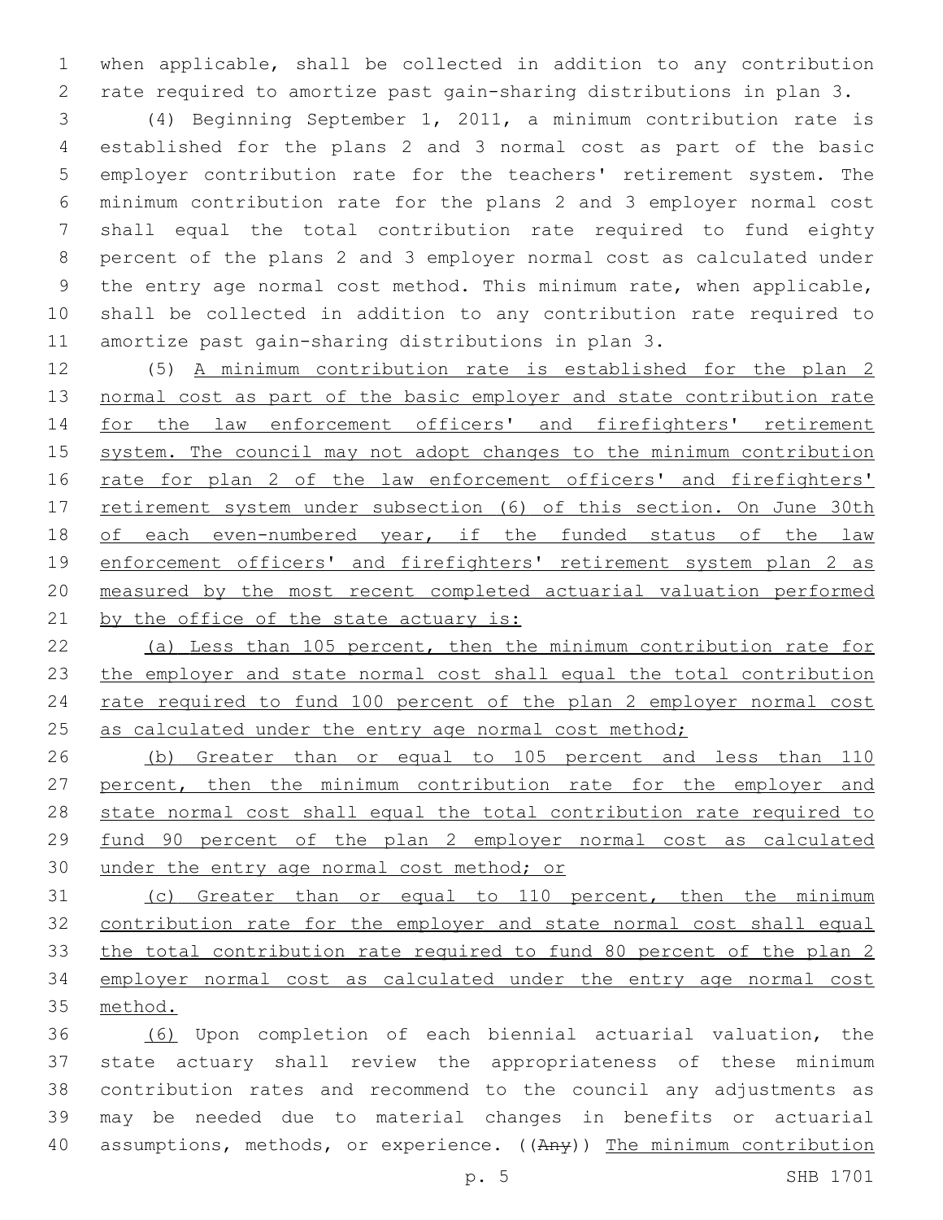when applicable, shall be collected in addition to any contribution rate required to amortize past gain-sharing distributions in plan 3.

(4) Beginning September 1, 2011, a minimum contribution rate is established for the plans 2 and 3 normal cost as part of the basic employer contribution rate for the teachers' retirement system. The minimum contribution rate for the plans 2 and 3 employer normal cost shall equal the total contribution rate required to fund eighty percent of the plans 2 and 3 employer normal cost as calculated under the entry age normal cost method. This minimum rate, when applicable, shall be collected in addition to any contribution rate required to amortize past gain-sharing distributions in plan 3.

(5) A minimum contribution rate is established for the plan 2 normal cost as part of the basic employer and state contribution rate for the law enforcement officers' and firefighters' retirement system. The council may not adopt changes to the minimum contribution rate for plan 2 of the law enforcement officers' and firefighters' retirement system under subsection (6) of this section. On June 30th of each even-numbered year, if the funded status of the law enforcement officers' and firefighters' retirement system plan 2 as measured by the most recent completed actuarial valuation performed by the office of the state actuary is:

(a) Less than 105 percent, then the minimum contribution rate for the employer and state normal cost shall equal the total contribution rate required to fund 100 percent of the plan 2 employer normal cost as calculated under the entry age normal cost method;

(b) Greater than or equal to 105 percent and less than 110 percent, then the minimum contribution rate for the employer and state normal cost shall equal the total contribution rate required to fund 90 percent of the plan 2 employer normal cost as calculated under the entry age normal cost method; or

(c) Greater than or equal to 110 percent, then the minimum contribution rate for the employer and state normal cost shall equal the total contribution rate required to fund 80 percent of the plan 2 employer normal cost as calculated under the entry age normal cost method.

(6) Upon completion of each biennial actuarial valuation, the state actuary shall review the appropriateness of these minimum contribution rates and recommend to the council any adjustments as may be needed due to material changes in benefits or actuarial assumptions, methods, or experience. ((Any)) The minimum contribution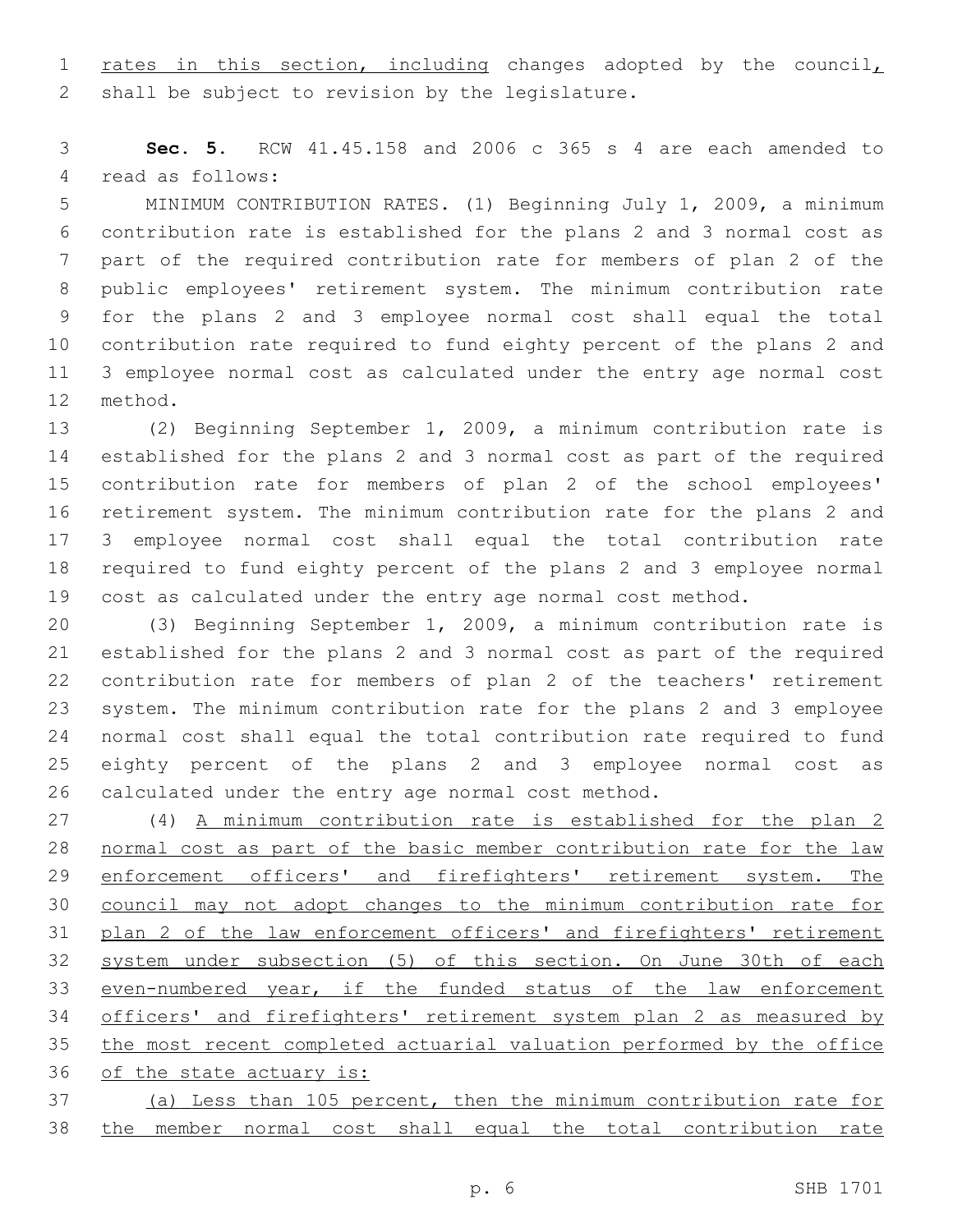rates in this section, including changes adopted by the council, shall be subject to revision by the legislature.

**Sec. 5.** RCW 41.45.158 and 2006 c 365 s 4 are each amended to read as follows:

MINIMUM CONTRIBUTION RATES. (1) Beginning July 1, 2009, a minimum contribution rate is established for the plans 2 and 3 normal cost as part of the required contribution rate for members of plan 2 of the public employees' retirement system. The minimum contribution rate for the plans 2 and 3 employee normal cost shall equal the total contribution rate required to fund eighty percent of the plans 2 and 3 employee normal cost as calculated under the entry age normal cost method.

(2) Beginning September 1, 2009, a minimum contribution rate is established for the plans 2 and 3 normal cost as part of the required contribution rate for members of plan 2 of the school employees' retirement system. The minimum contribution rate for the plans 2 and 3 employee normal cost shall equal the total contribution rate required to fund eighty percent of the plans 2 and 3 employee normal cost as calculated under the entry age normal cost method.

(3) Beginning September 1, 2009, a minimum contribution rate is established for the plans 2 and 3 normal cost as part of the required contribution rate for members of plan 2 of the teachers' retirement system. The minimum contribution rate for the plans 2 and 3 employee normal cost shall equal the total contribution rate required to fund eighty percent of the plans 2 and 3 employee normal cost as calculated under the entry age normal cost method.

(4) A minimum contribution rate is established for the plan 2 normal cost as part of the basic member contribution rate for the law enforcement officers' and firefighters' retirement system. The council may not adopt changes to the minimum contribution rate for plan 2 of the law enforcement officers' and firefighters' retirement system under subsection (5) of this section. On June 30th of each even-numbered year, if the funded status of the law enforcement officers' and firefighters' retirement system plan 2 as measured by the most recent completed actuarial valuation performed by the office of the state actuary is:

(a) Less than 105 percent, then the minimum contribution rate for the member normal cost shall equal the total contribution rate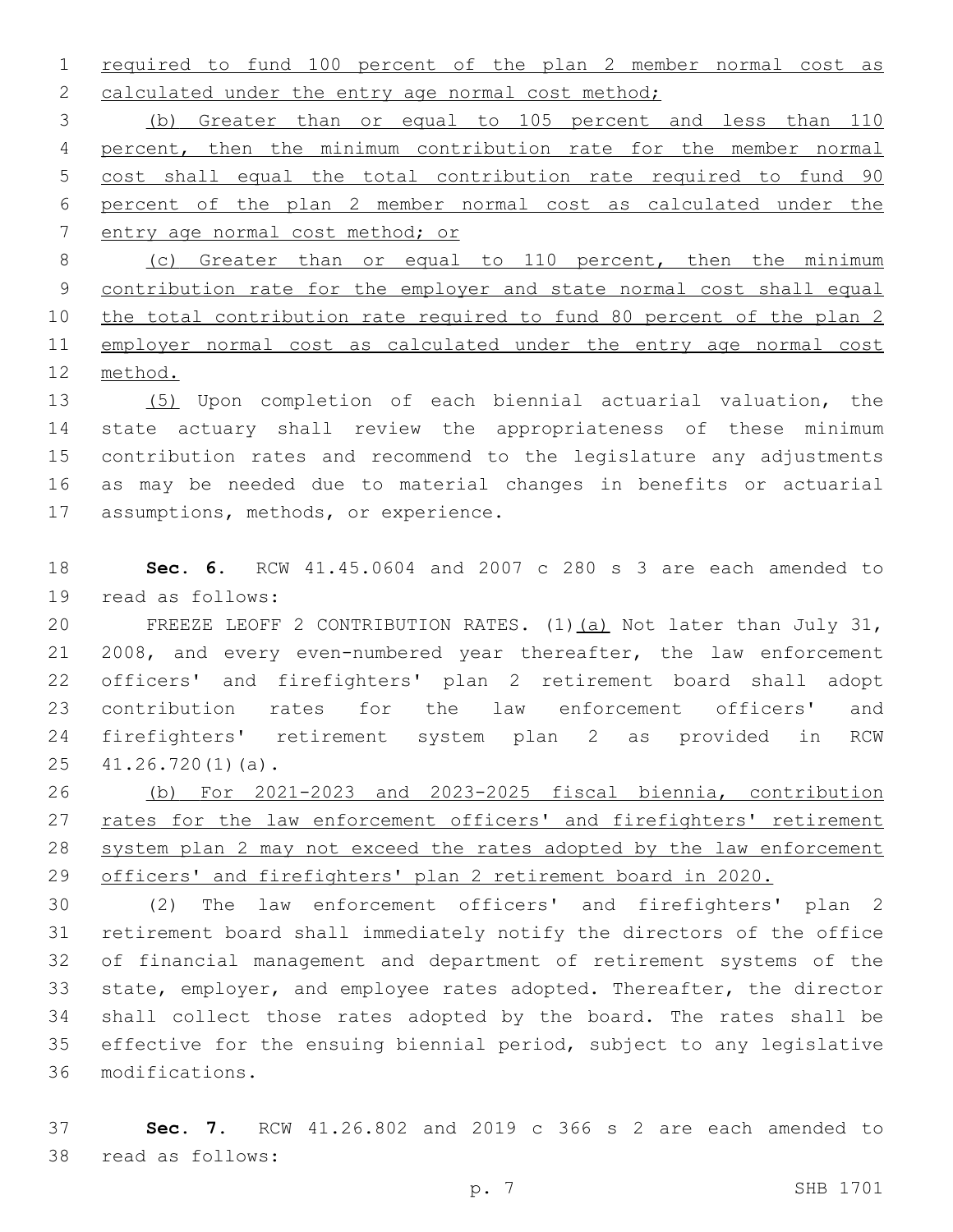required to fund 100 percent of the plan 2 member normal cost as calculated under the entry age normal cost method;

(b) Greater than or equal to 105 percent and less than 110 percent, then the minimum contribution rate for the member normal cost shall equal the total contribution rate required to fund 90 percent of the plan 2 member normal cost as calculated under the entry age normal cost method; or

(c) Greater than or equal to 110 percent, then the minimum contribution rate for the employer and state normal cost shall equal the total contribution rate required to fund 80 percent of the plan 2 employer normal cost as calculated under the entry age normal cost method.

(5) Upon completion of each biennial actuarial valuation, the state actuary shall review the appropriateness of these minimum contribution rates and recommend to the legislature any adjustments as may be needed due to material changes in benefits or actuarial assumptions, methods, or experience.

**Sec. 6.** RCW 41.45.0604 and 2007 c 280 s 3 are each amended to read as follows:

FREEZE LEOFF 2 CONTRIBUTION RATES. (1)(a) Not later than July 31, 2008, and every even-numbered year thereafter, the law enforcement officers' and firefighters' plan 2 retirement board shall adopt contribution rates for the law enforcement officers' and firefighters' retirement system plan 2 as provided in RCW 41.26.720(1)(a).

(b) For 2021-2023 and 2023-2025 fiscal biennia, contribution rates for the law enforcement officers' and firefighters' retirement system plan 2 may not exceed the rates adopted by the law enforcement officers' and firefighters' plan 2 retirement board in 2020.

(2) The law enforcement officers' and firefighters' plan 2 retirement board shall immediately notify the directors of the office of financial management and department of retirement systems of the state, employer, and employee rates adopted. Thereafter, the director shall collect those rates adopted by the board. The rates shall be effective for the ensuing biennial period, subject to any legislative modifications.

**Sec. 7.** RCW 41.26.802 and 2019 c 366 s 2 are each amended to read as follows: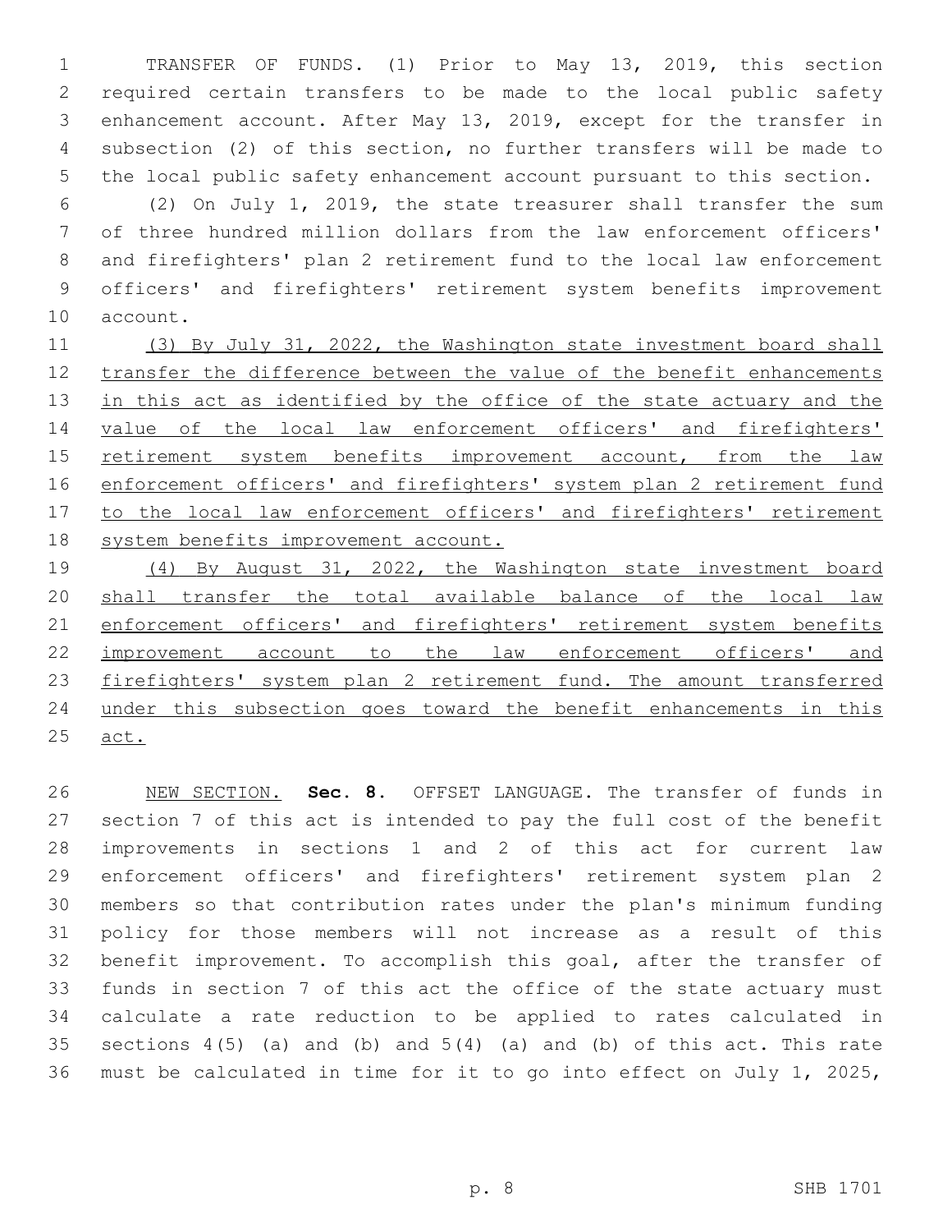TRANSFER OF FUNDS. (1) Prior to May 13, 2019, this section required certain transfers to be made to the local public safety enhancement account. After May 13, 2019, except for the transfer in subsection (2) of this section, no further transfers will be made to the local public safety enhancement account pursuant to this section.

(2) On July 1, 2019, the state treasurer shall transfer the sum of three hundred million dollars from the law enforcement officers' and firefighters' plan 2 retirement fund to the local law enforcement officers' and firefighters' retirement system benefits improvement account.

(3) By July 31, 2022, the Washington state investment board shall transfer the difference between the value of the benefit enhancements in this act as identified by the office of the state actuary and the value of the local law enforcement officers' and firefighters' retirement system benefits improvement account, from the law enforcement officers' and firefighters' system plan 2 retirement fund to the local law enforcement officers' and firefighters' retirement system benefits improvement account.

(4) By August 31, 2022, the Washington state investment board shall transfer the total available balance of the local law enforcement officers' and firefighters' retirement system benefits improvement account to the law enforcement officers' and firefighters' system plan 2 retirement fund. The amount transferred under this subsection goes toward the benefit enhancements in this act.

NEW SECTION. **Sec. 8.** OFFSET LANGUAGE. The transfer of funds in section 7 of this act is intended to pay the full cost of the benefit improvements in sections 1 and 2 of this act for current law enforcement officers' and firefighters' retirement system plan 2 members so that contribution rates under the plan's minimum funding policy for those members will not increase as a result of this benefit improvement. To accomplish this goal, after the transfer of funds in section 7 of this act the office of the state actuary must calculate a rate reduction to be applied to rates calculated in sections 4(5) (a) and (b) and 5(4) (a) and (b) of this act. This rate must be calculated in time for it to go into effect on July 1, 2025,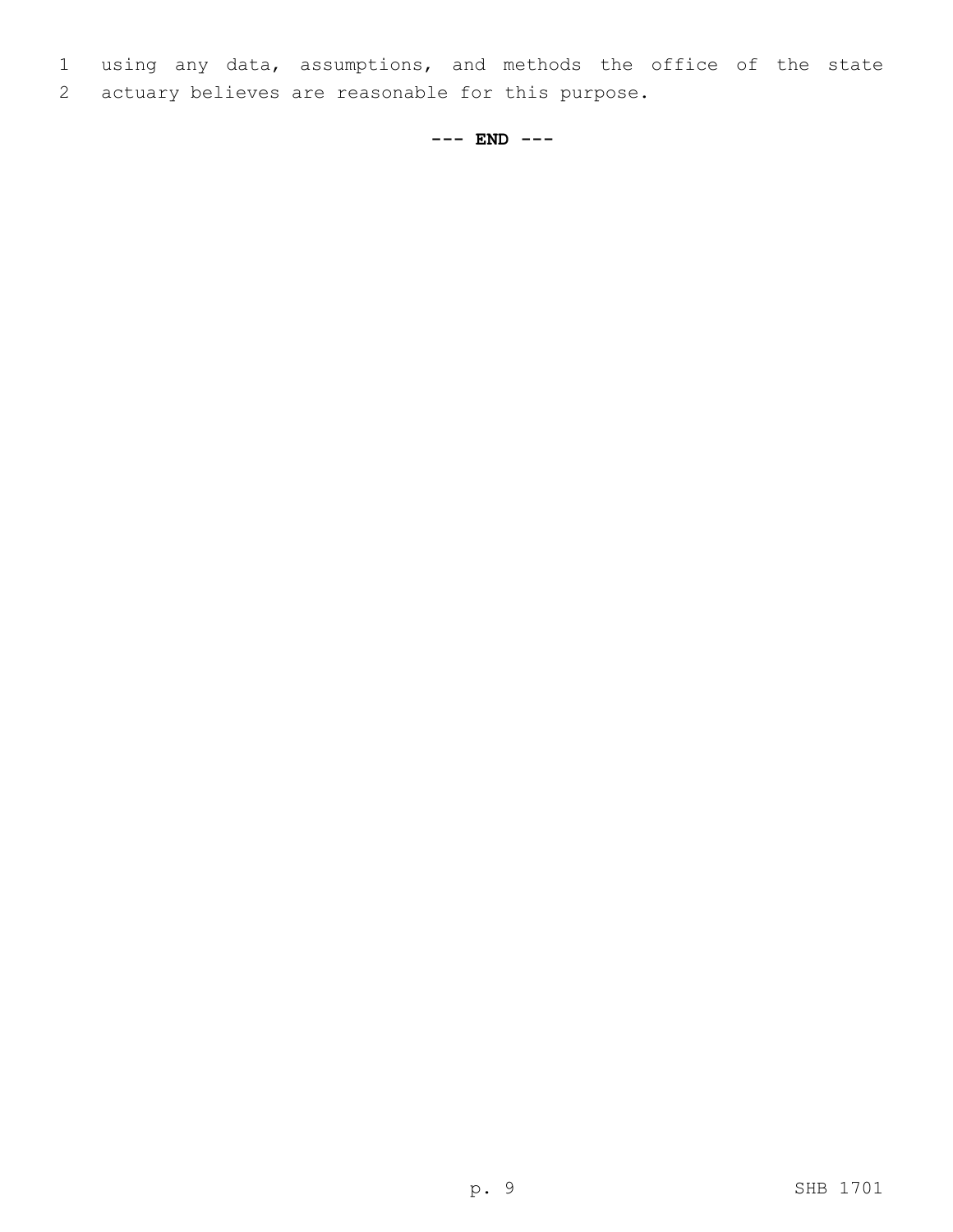using any data, assumptions, and methods the office of the state actuary believes are reasonable for this purpose.

**--- END ---**